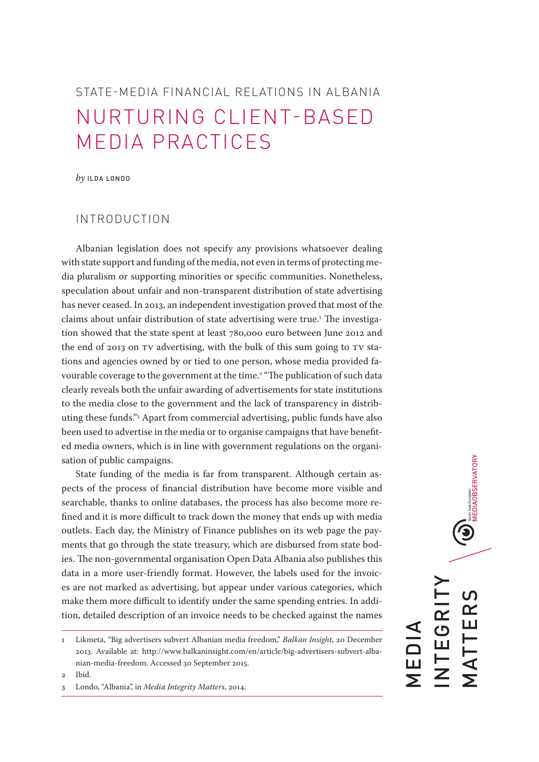STATE-MEDIA FINANCIAL RELATIONS IN ALBANIA

# NURTURING CLIENT-BASED MEDIA PRACTICES

*by* ILDA LONDO

## INTRODUCTION

Albanian legislation does not specify any provisions whatsoever dealing with state support and funding of the media, not even in terms of protecting media pluralism or supporting minorities or specific communities. Nonetheless, speculation about unfair and non-transparent distribution of state advertising has never ceased. In 2013, an independent investigation proved that most of the claims about unfair distribution of state advertising were true.[1] The investigation showed that the state spent at least 780,000 euro between June 2012 and the end of 2013 on TV advertising, with the bulk of this sum going to TV stations and agencies owned by or tied to one person, whose media provided favourable coverage to the government at the time.[2] "The publication of such data clearly reveals both the unfair awarding of advertisements for state institutions to the media close to the government and the lack of transparency in distributing these funds."[3] Apart from commercial advertising, public funds have also been used to advertise in the media or to organise campaigns that have benefited media owners, which is in line with government regulations on the organisation of public campaigns.

State funding of the media is far from transparent. Although certain aspects of the process of financial distribution have become more visible and searchable, thanks to online databases, the process has also become more refined and it is more difficult to track down the money that ends up with media outlets. Each day, the Ministry of Finance publishes on its web page the payments that go through the state treasury, which are disbursed from state bodies. The non-governmental organisation Open Data Albania also publishes this data in a more user-friendly format. However, the labels used for the invoices are not marked as advertising, but appear under various categories, which make them more difficult to identify under the same spending entries. In addition, detailed description of an invoice needs to be checked against the names

---

1 Likmeta, "Big advertisers subvert Albanian media freedom," *Balkan Insight*, 20 December 2013. Available at: http://www.balkaninsight.com/en/article/big-advertisers-subvert-albanian-media-freedom. Accessed 30 September 2015.

2 Ibid.

3 Londo, "Albania", in *Media Integrity Matters*, 2014.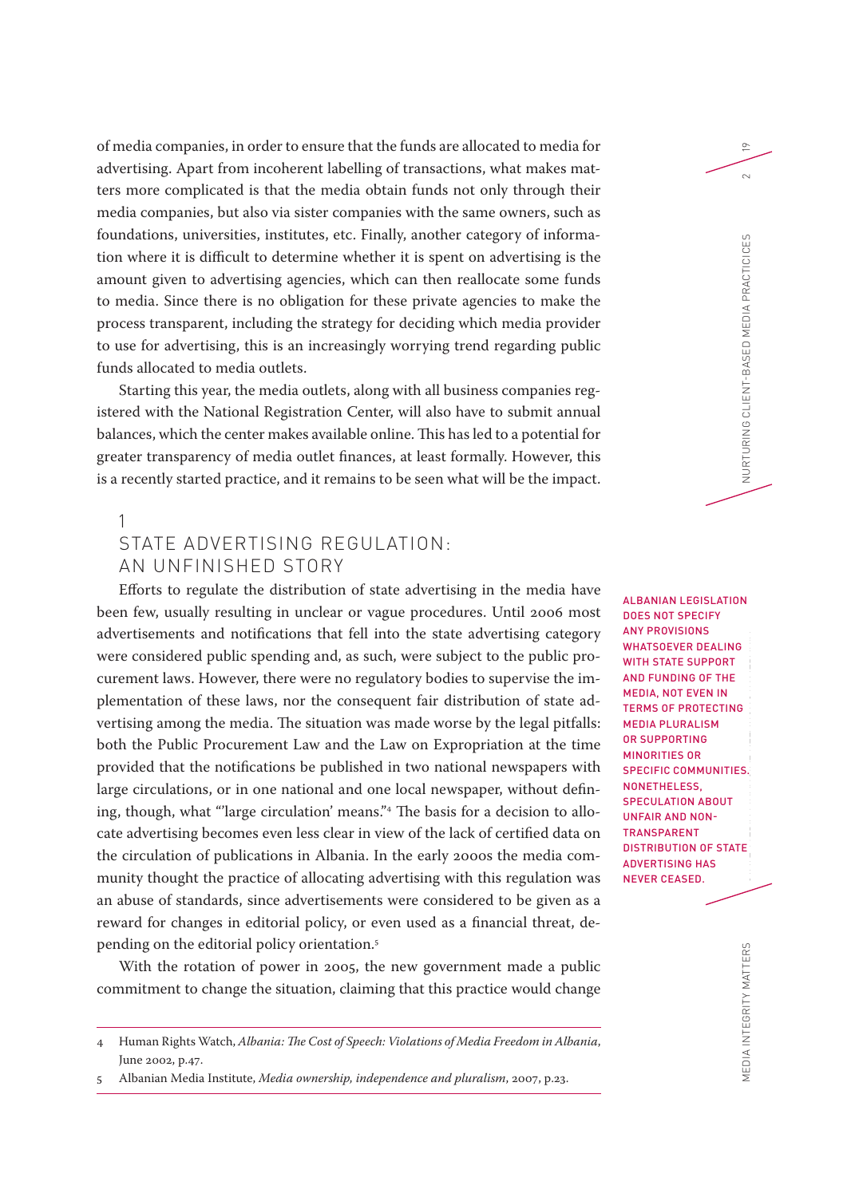of media companies, in order to ensure that the funds are allocated to media for advertising. Apart from incoherent labelling of transactions, what makes matters more complicated is that the media obtain funds not only through their media companies, but also via sister companies with the same owners, such as foundations, universities, institutes, etc. Finally, another category of information where it is difficult to determine whether it is spent on advertising is the amount given to advertising agencies, which can then reallocate some funds to media. Since there is no obligation for these private agencies to make the process transparent, including the strategy for deciding which media provider to use for advertising, this is an increasingly worrying trend regarding public funds allocated to media outlets.

Starting this year, the media outlets, along with all business companies registered with the National Registration Center, will also have to submit annual balances, which the center makes available online. This has led to a potential for greater transparency of media outlet finances, at least formally. However, this is a recently started practice, and it remains to be seen what will be the impact.

## 1 STATE ADVERTISING REGULATION: AN UNFINISHED STORY

Efforts to regulate the distribution of state advertising in the media have been few, usually resulting in unclear or vague procedures. Until 2006 most advertisements and notifications that fell into the state advertising category were considered public spending and, as such, were subject to the public procurement laws. However, there were no regulatory bodies to supervise the implementation of these laws, nor the consequent fair distribution of state advertising among the media. The situation was made worse by the legal pitfalls: both the Public Procurement Law and the Law on Expropriation at the time provided that the notifications be published in two national newspapers with large circulations, or in one national and one local newspaper, without defining, though, what "'large circulation' means."[4] The basis for a decision to allocate advertising becomes even less clear in view of the lack of certified data on the circulation of publications in Albania. In the early 2000s the media community thought the practice of allocating advertising with this regulation was an abuse of standards, since advertisements were considered to be given as a reward for changes in editorial policy, or even used as a financial threat, depending on the editorial policy orientation.[5]

**ALBANIAN LEGISLATION DOES NOT SPECIFY ANY PROVISIONS WHATSOEVER DEALING WITH STATE SUPPORT AND FUNDING OF THE MEDIA, NOT EVEN IN TERMS OF PROTECTING MEDIA PLURALISM OR SUPPORTING MINORITIES OR SPECIFIC COMMUNITIES. NONETHELESS, SPECULATION ABOUT UNFAIR AND NON-TRANSPARENT DISTRIBUTION OF STATE ADVERTISING HAS NEVER CEASED.**

With the rotation of power in 2005, the new government made a public commitment to change the situation, claiming that this practice would change

---

4 Human Rights Watch, *Albania: The Cost of Speech: Violations of Media Freedom in Albania*, June 2002, p.47.

5 Albanian Media Institute, *Media ownership, independence and pluralism*, 2007, p.23.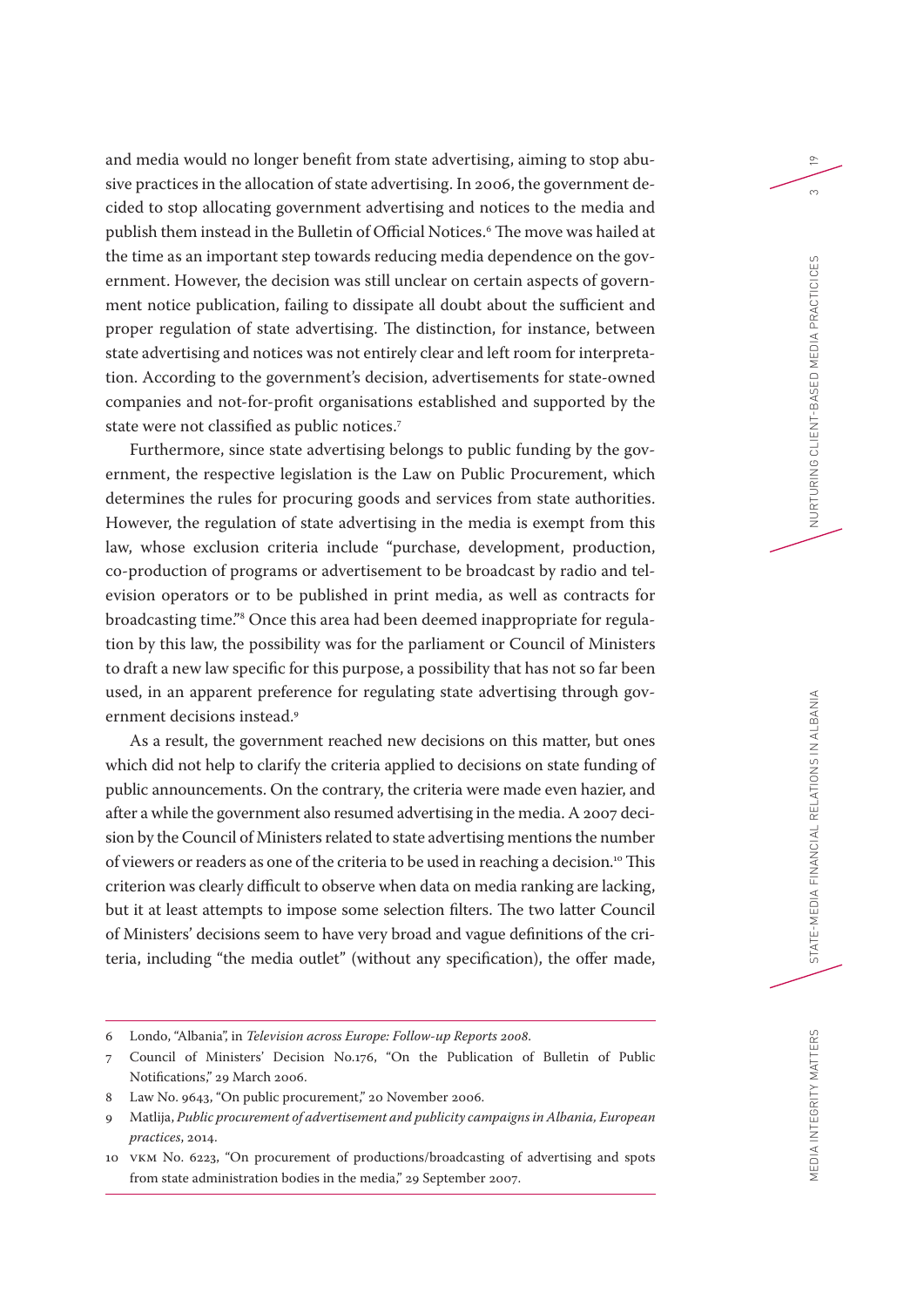and media would no longer benefit from state advertising, aiming to stop abusive practices in the allocation of state advertising. In 2006, the government decided to stop allocating government advertising and notices to the media and publish them instead in the Bulletin of Official Notices.[6] The move was hailed at the time as an important step towards reducing media dependence on the government. However, the decision was still unclear on certain aspects of government notice publication, failing to dissipate all doubt about the sufficient and proper regulation of state advertising. The distinction, for instance, between state advertising and notices was not entirely clear and left room for interpretation. According to the government's decision, advertisements for state-owned companies and not-for-profit organisations established and supported by the state were not classified as public notices.[7]

Furthermore, since state advertising belongs to public funding by the government, the respective legislation is the Law on Public Procurement, which determines the rules for procuring goods and services from state authorities. However, the regulation of state advertising in the media is exempt from this law, whose exclusion criteria include "purchase, development, production, co-production of programs or advertisement to be broadcast by radio and television operators or to be published in print media, as well as contracts for broadcasting time."[8] Once this area had been deemed inappropriate for regulation by this law, the possibility was for the parliament or Council of Ministers to draft a new law specific for this purpose, a possibility that has not so far been used, in an apparent preference for regulating state advertising through government decisions instead.[9]

As a result, the government reached new decisions on this matter, but ones which did not help to clarify the criteria applied to decisions on state funding of public announcements. On the contrary, the criteria were made even hazier, and after a while the government also resumed advertising in the media. A 2007 decision by the Council of Ministers related to state advertising mentions the number of viewers or readers as one of the criteria to be used in reaching a decision.[10] This criterion was clearly difficult to observe when data on media ranking are lacking, but it at least attempts to impose some selection filters. The two latter Council of Ministers' decisions seem to have very broad and vague definitions of the criteria, including "the media outlet" (without any specification), the offer made,

---

6 Londo, "Albania", in *Television across Europe: Follow-up Reports 2008*.

7 Council of Ministers' Decision No.176, "On the Publication of Bulletin of Public Notifications," 29 March 2006.

8 Law No. 9643, "On public procurement," 20 November 2006.

9 Matlija, *Public procurement of advertisement and publicity campaigns in Albania, European practices*, 2014.

10 VKM No. 6223, "On procurement of productions/broadcasting of advertising and spots from state administration bodies in the media," 29 September 2007.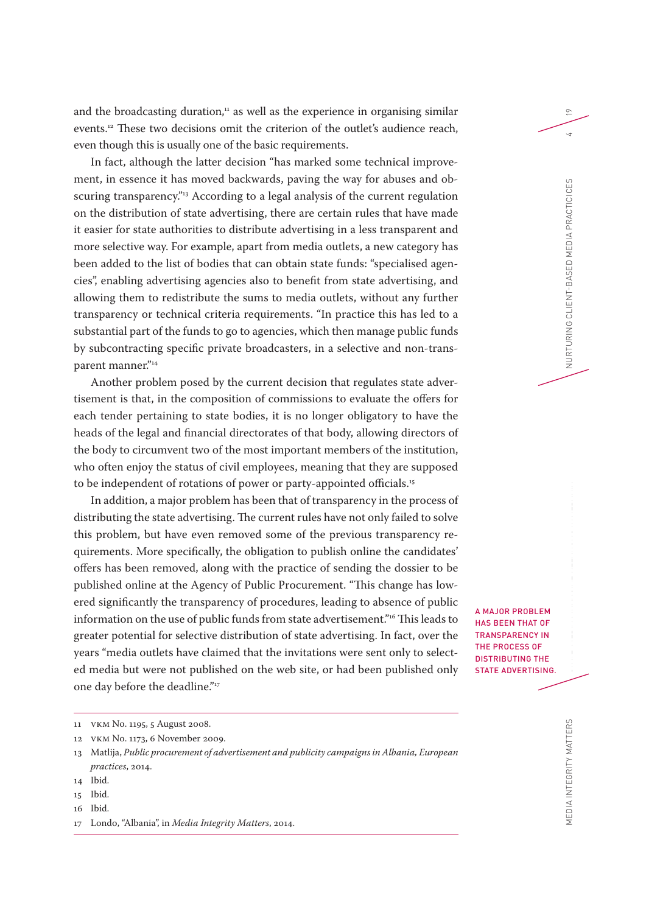and the broadcasting duration,[11] as well as the experience in organising similar events.[12] These two decisions omit the criterion of the outlet's audience reach, even though this is usually one of the basic requirements.

In fact, although the latter decision "has marked some technical improvement, in essence it has moved backwards, paving the way for abuses and obscuring transparency."[13] According to a legal analysis of the current regulation on the distribution of state advertising, there are certain rules that have made it easier for state authorities to distribute advertising in a less transparent and more selective way. For example, apart from media outlets, a new category has been added to the list of bodies that can obtain state funds: "specialised agencies", enabling advertising agencies also to benefit from state advertising, and allowing them to redistribute the sums to media outlets, without any further transparency or technical criteria requirements. "In practice this has led to a substantial part of the funds to go to agencies, which then manage public funds by subcontracting specific private broadcasters, in a selective and non-transparent manner."[14]

Another problem posed by the current decision that regulates state advertisement is that, in the composition of commissions to evaluate the offers for each tender pertaining to state bodies, it is no longer obligatory to have the heads of the legal and financial directorates of that body, allowing directors of the body to circumvent two of the most important members of the institution, who often enjoy the status of civil employees, meaning that they are supposed to be independent of rotations of power or party-appointed officials.[15]

In addition, a major problem has been that of transparency in the process of distributing the state advertising. The current rules have not only failed to solve this problem, but have even removed some of the previous transparency requirements. More specifically, the obligation to publish online the candidates' offers has been removed, along with the practice of sending the dossier to be published online at the Agency of Public Procurement. "This change has lowered significantly the transparency of procedures, leading to absence of public information on the use of public funds from state advertisement."[16] This leads to greater potential for selective distribution of state advertising. In fact, over the years "media outlets have claimed that the invitations were sent only to selected media but were not published on the web site, or had been published only one day before the deadline."[17]

A MAJOR PROBLEM HAS BEEN THAT OF TRANSPARENCY IN THE PROCESS OF DISTRIBUTING THE STATE ADVERTISING.

---

11 VKM No. 1195, 5 August 2008.

12 VKM No. 1173, 6 November 2009.

13 Matlija, *Public procurement of advertisement and publicity campaigns in Albania, European practices*, 2014.

14 Ibid.

15 Ibid.

16 Ibid.

17 Londo, "Albania", in *Media Integrity Matters*, 2014.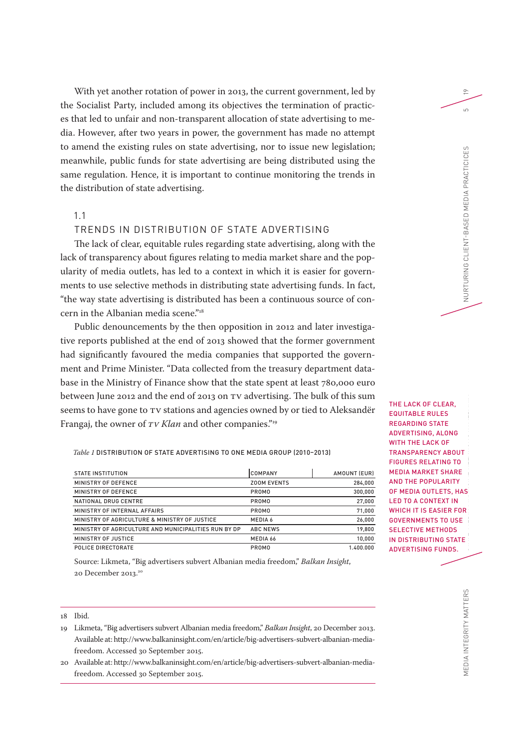With yet another rotation of power in 2013, the current government, led by the Socialist Party, included among its objectives the termination of practices that led to unfair and non-transparent allocation of state advertising to media. However, after two years in power, the government has made no attempt to amend the existing rules on state advertising, nor to issue new legislation; meanwhile, public funds for state advertising are being distributed using the same regulation. Hence, it is important to continue monitoring the trends in the distribution of state advertising.

## 1.1 TRENDS IN DISTRIBUTION OF STATE ADVERTISING

The lack of clear, equitable rules regarding state advertising, along with the lack of transparency about figures relating to media market share and the popularity of media outlets, has led to a context in which it is easier for governments to use selective methods in distributing state advertising funds. In fact, "the way state advertising is distributed has been a continuous source of concern in the Albanian media scene."[18]

Public denouncements by the then opposition in 2012 and later investigative reports published at the end of 2013 showed that the former government had significantly favoured the media companies that supported the government and Prime Minister. "Data collected from the treasury department database in the Ministry of Finance show that the state spent at least 780,000 euro between June 2012 and the end of 2013 on TV advertising. The bulk of this sum seems to have gone to TV stations and agencies owned by or tied to Aleksandër Frangaj, the owner of *TV Klan* and other companies."[19]

THE LACK OF CLEAR, EQUITABLE RULES REGARDING STATE ADVERTISING, ALONG WITH THE LACK OF TRANSPARENCY ABOUT FIGURES RELATING TO MEDIA MARKET SHARE AND THE POPULARITY OF MEDIA OUTLETS, HAS LED TO A CONTEXT IN WHICH IT IS EASIER FOR GOVERNMENTS TO USE SELECTIVE METHODS IN DISTRIBUTING STATE ADVERTISING FUNDS.

*Table 1* DISTRIBUTION OF STATE ADVERTISING TO ONE MEDIA GROUP (2010–2013)

| STATE INSTITUTION | COMPANY | AMOUNT (EUR) |
|---|---|---:|
| MINISTRY OF DEFENCE | ZOOM EVENTS | 284,000 |
| MINISTRY OF DEFENCE | PROMO | 300,000 |
| NATIONAL DRUG CENTRE | PROMO | 27,000 |
| MINISTRY OF INTERNAL AFFAIRS | PROMO | 71,000 |
| MINISTRY OF AGRICULTURE & MINISTRY OF JUSTICE | MEDIA 6 | 26,000 |
| MINISTRY OF AGRICULTURE AND MUNICIPALITIES RUN BY DP | ABC NEWS | 19,800 |
| MINISTRY OF JUSTICE | MEDIA 66 | 10,000 |
| POLICE DIRECTORATE | PROMO | 1.400.000 |

Source: Likmeta, "Big advertisers subvert Albanian media freedom," *Balkan Insight*, 20 December 2013.[20]

---

18 Ibid.

19 Likmeta, "Big advertisers subvert Albanian media freedom," *Balkan Insight*, 20 December 2013. Available at: http://www.balkaninsight.com/en/article/big-advertisers-subvert-albanian-media-freedom. Accessed 30 September 2015.

20 Available at: http://www.balkaninsight.com/en/article/big-advertisers-subvert-albanian-media-freedom. Accessed 30 September 2015.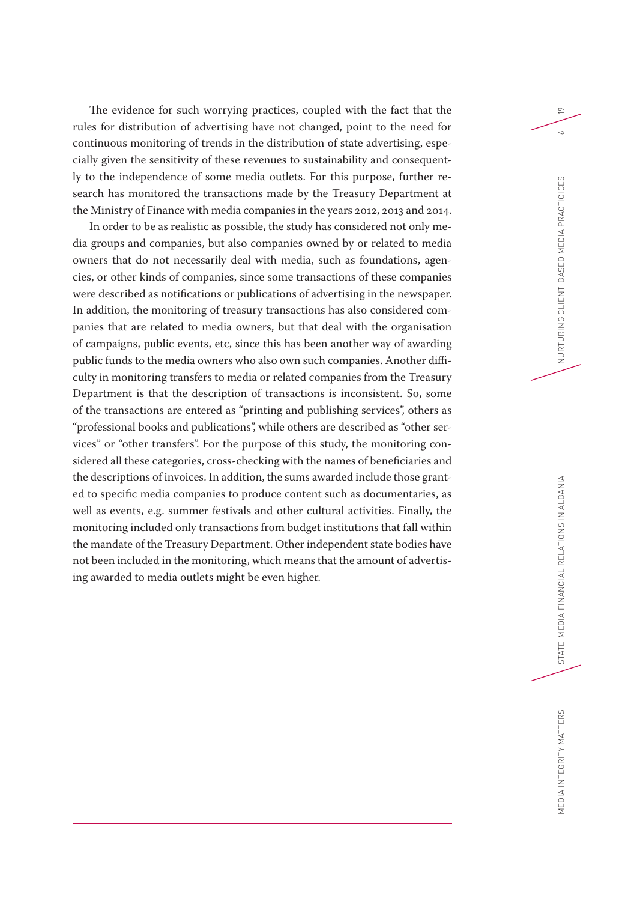The evidence for such worrying practices, coupled with the fact that the rules for distribution of advertising have not changed, point to the need for continuous monitoring of trends in the distribution of state advertising, especially given the sensitivity of these revenues to sustainability and consequently to the independence of some media outlets. For this purpose, further research has monitored the transactions made by the Treasury Department at the Ministry of Finance with media companies in the years 2012, 2013 and 2014.

In order to be as realistic as possible, the study has considered not only media groups and companies, but also companies owned by or related to media owners that do not necessarily deal with media, such as foundations, agencies, or other kinds of companies, since some transactions of these companies were described as notifications or publications of advertising in the newspaper. In addition, the monitoring of treasury transactions has also considered companies that are related to media owners, but that deal with the organisation of campaigns, public events, etc, since this has been another way of awarding public funds to the media owners who also own such companies. Another difficulty in monitoring transfers to media or related companies from the Treasury Department is that the description of transactions is inconsistent. So, some of the transactions are entered as "printing and publishing services", others as "professional books and publications", while others are described as "other services" or "other transfers". For the purpose of this study, the monitoring considered all these categories, cross-checking with the names of beneficiaries and the descriptions of invoices. In addition, the sums awarded include those granted to specific media companies to produce content such as documentaries, as well as events, e.g. summer festivals and other cultural activities. Finally, the monitoring included only transactions from budget institutions that fall within the mandate of the Treasury Department. Other independent state bodies have not been included in the monitoring, which means that the amount of advertising awarded to media outlets might be even higher.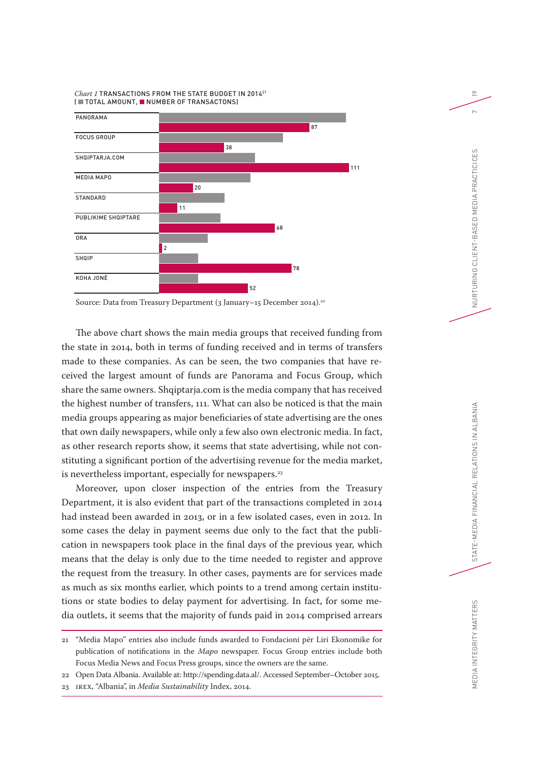*Chart 1* TRANSACTIONS FROM THE STATE BUDGET IN 2014[21]
( TOTAL AMOUNT, NUMBER OF TRANSACTONS)

| Media group | Number of transactions |
|---|---|
| PANORAMA | 87 |
| FOCUS GROUP | 38 |
| SHQIPTARJA.COM | 111 |
| MEDIA MAPO | 20 |
| STANDARD | 11 |
| PUBLIKIME SHQIPTARE | 68 |
| ORA | 2 |
| SHQIP | 78 |
| KOHA JONË | 52 |

Source: Data from Treasury Department (3 January–15 December 2014).[22]

The above chart shows the main media groups that received funding from the state in 2014, both in terms of funding received and in terms of transfers made to these companies. As can be seen, the two companies that have received the largest amount of funds are Panorama and Focus Group, which share the same owners. Shqiptarja.com is the media company that has received the highest number of transfers, 111. What can also be noticed is that the main media groups appearing as major beneficiaries of state advertising are the ones that own daily newspapers, while only a few also own electronic media. In fact, as other research reports show, it seems that state advertising, while not constituting a significant portion of the advertising revenue for the media market, is nevertheless important, especially for newspapers.[23]

Moreover, upon closer inspection of the entries from the Treasury Department, it is also evident that part of the transactions completed in 2014 had instead been awarded in 2013, or in a few isolated cases, even in 2012. In some cases the delay in payment seems due only to the fact that the publication in newspapers took place in the final days of the previous year, which means that the delay is only due to the time needed to register and approve the request from the treasury. In other cases, payments are for services made as much as six months earlier, which points to a trend among certain institutions or state bodies to delay payment for advertising. In fact, for some media outlets, it seems that the majority of funds paid in 2014 comprised arrears

---

21 "Media Mapo" entries also include funds awarded to Fondacioni për Liri Ekonomike for publication of notifications in the *Mapo* newspaper. Focus Group entries include both Focus Media News and Focus Press groups, since the owners are the same.

22 Open Data Albania. Available at: http://spending.data.al/. Accessed September–October 2015.

23 IREX, "Albania", in *Media Sustainability* Index, 2014.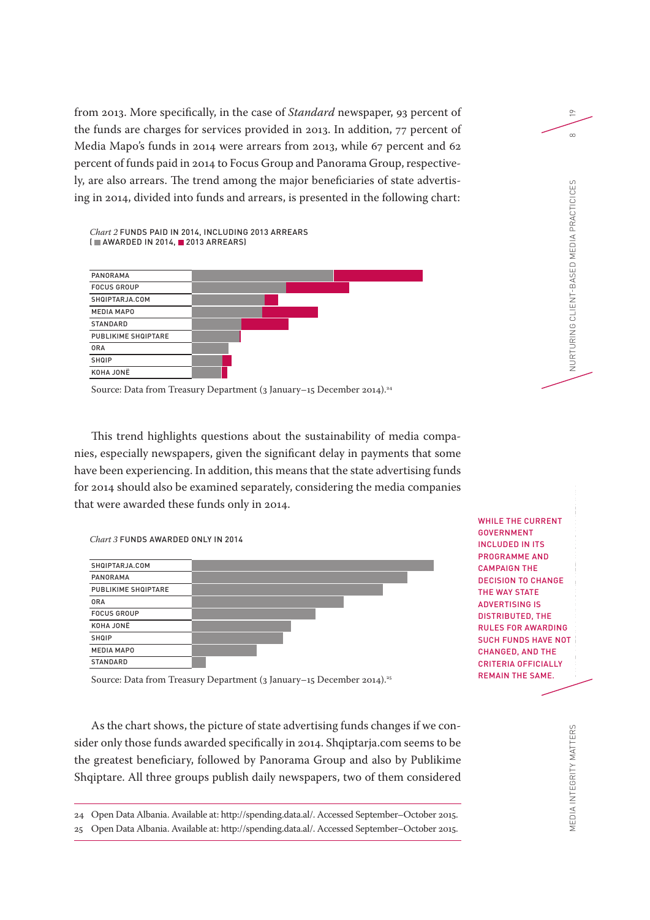from 2013. More specifically, in the case of *Standard* newspaper, 93 percent of the funds are charges for services provided in 2013. In addition, 77 percent of Media Mapo's funds in 2014 were arrears from 2013, while 67 percent and 62 percent of funds paid in 2014 to Focus Group and Panorama Group, respectively, are also arrears. The trend among the major beneficiaries of state advertising in 2014, divided into funds and arrears, is presented in the following chart:

*Chart 2* FUNDS PAID IN 2014, INCLUDING 2013 ARREARS
( AWARDED IN 2014, 2013 ARREARS)

PANORAMA
FOCUS GROUP
SHQIPTARJA.COM
MEDIA MAPO
STANDARD
PUBLIKIME SHQIPTARE
ORA
SHQIP
KOHA JONË

Source: Data from Treasury Department (3 January–15 December 2014).[24]

This trend highlights questions about the sustainability of media companies, especially newspapers, given the significant delay in payments that some have been experiencing. In addition, this means that the state advertising funds for 2014 should also be examined separately, considering the media companies that were awarded these funds only in 2014.

*Chart 3* FUNDS AWARDED ONLY IN 2014

SHQIPTARJA.COM
PANORAMA
PUBLIKIME SHQIPTARE
ORA
FOCUS GROUP
KOHA JONË
SHQIP
MEDIA MAPO
STANDARD

Source: Data from Treasury Department (3 January–15 December 2014).[25]

WHILE THE CURRENT GOVERNMENT INCLUDED IN ITS PROGRAMME AND CAMPAIGN THE DECISION TO CHANGE THE WAY STATE ADVERTISING IS DISTRIBUTED, THE RULES FOR AWARDING SUCH FUNDS HAVE NOT CHANGED, AND THE CRITERIA OFFICIALLY REMAIN THE SAME.

As the chart shows, the picture of state advertising funds changes if we consider only those funds awarded specifically in 2014. Shqiptarja.com seems to be the greatest beneficiary, followed by Panorama Group and also by Publikime Shqiptare. All three groups publish daily newspapers, two of them considered

24 Open Data Albania. Available at: http://spending.data.al/. Accessed September–October 2015.

25 Open Data Albania. Available at: http://spending.data.al/. Accessed September–October 2015.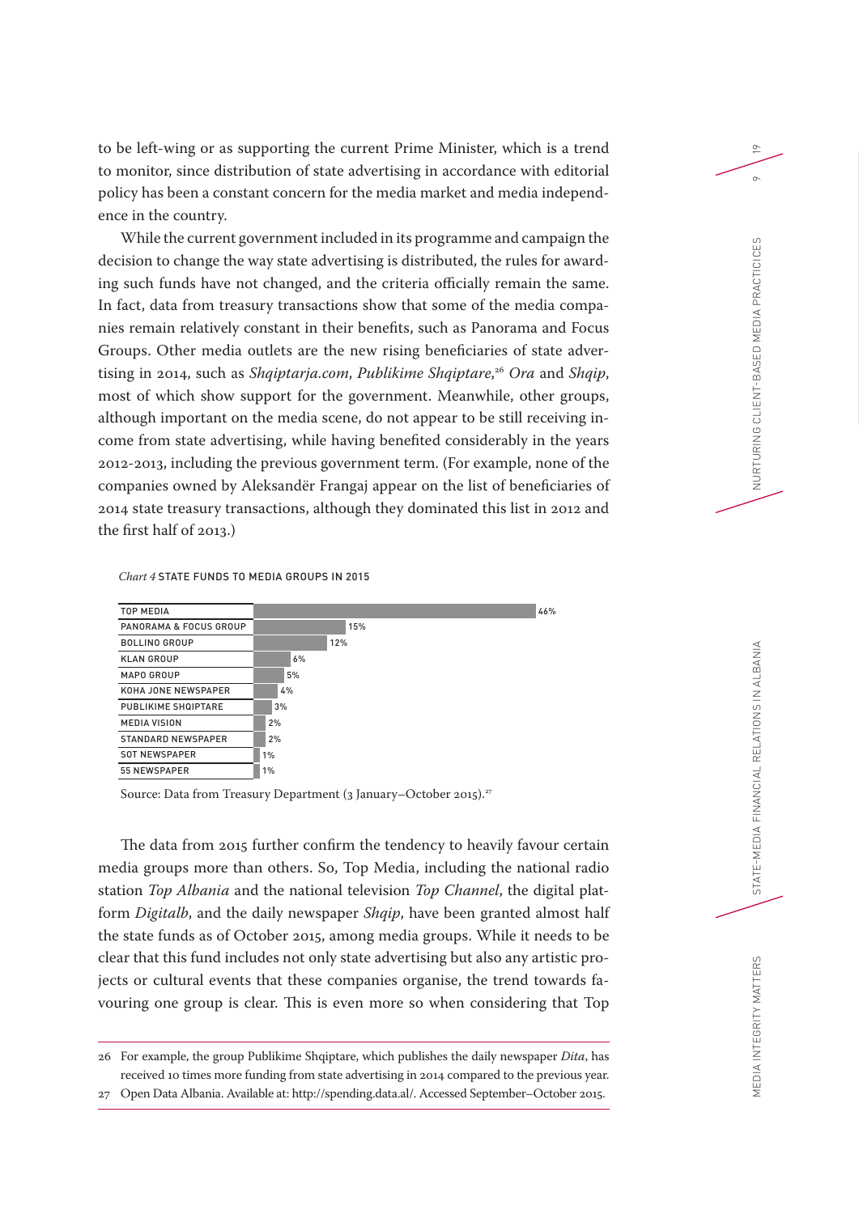to be left-wing or as supporting the current Prime Minister, which is a trend to monitor, since distribution of state advertising in accordance with editorial policy has been a constant concern for the media market and media independence in the country.

While the current government included in its programme and campaign the decision to change the way state advertising is distributed, the rules for awarding such funds have not changed, and the criteria officially remain the same. In fact, data from treasury transactions show that some of the media companies remain relatively constant in their benefits, such as Panorama and Focus Groups. Other media outlets are the new rising beneficiaries of state advertising in 2014, such as *Shqiptarja.com*, *Publikime Shqiptare*,[26] *Ora* and *Shqip*, most of which show support for the government. Meanwhile, other groups, although important on the media scene, do not appear to be still receiving income from state advertising, while having benefited considerably in the years 2012-2013, including the previous government term. (For example, none of the companies owned by Aleksandër Frangaj appear on the list of beneficiaries of 2014 state treasury transactions, although they dominated this list in 2012 and the first half of 2013.)

*Chart 4* STATE FUNDS TO MEDIA GROUPS IN 2015

| Media group | Share |
|---|---|
| TOP MEDIA | 46% |
| PANORAMA & FOCUS GROUP | 15% |
| BOLLINO GROUP | 12% |
| KLAN GROUP | 6% |
| MAPO GROUP | 5% |
| KOHA JONE NEWSPAPER | 4% |
| PUBLIKIME SHQIPTARE | 3% |
| MEDIA VISION | 2% |
| STANDARD NEWSPAPER | 2% |
| SOT NEWSPAPER | 1% |
| 55 NEWSPAPER | 1% |

Source: Data from Treasury Department (3 January–October 2015).[27]

The data from 2015 further confirm the tendency to heavily favour certain media groups more than others. So, Top Media, including the national radio station *Top Albania* and the national television *Top Channel*, the digital platform *Digitalb*, and the daily newspaper *Shqip*, have been granted almost half the state funds as of October 2015, among media groups. While it needs to be clear that this fund includes not only state advertising but also any artistic projects or cultural events that these companies organise, the trend towards favouring one group is clear. This is even more so when considering that Top

26 For example, the group Publikime Shqiptare, which publishes the daily newspaper *Dita*, has received 10 times more funding from state advertising in 2014 compared to the previous year.

27 Open Data Albania. Available at: http://spending.data.al/. Accessed September–October 2015.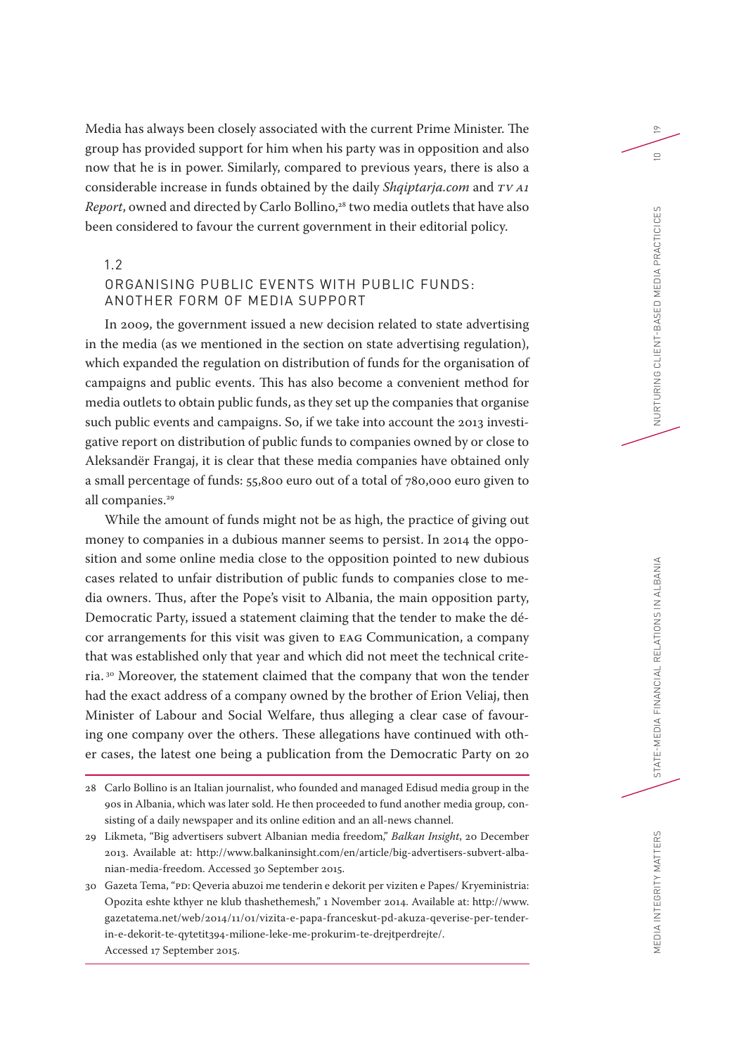Media has always been closely associated with the current Prime Minister. The group has provided support for him when his party was in opposition and also now that he is in power. Similarly, compared to previous years, there is also a considerable increase in funds obtained by the daily *Shqiptarja.com* and *TV A1 Report*, owned and directed by Carlo Bollino,[28] two media outlets that have also been considered to favour the current government in their editorial policy.

### 1.2 ORGANISING PUBLIC EVENTS WITH PUBLIC FUNDS: ANOTHER FORM OF MEDIA SUPPORT

In 2009, the government issued a new decision related to state advertising in the media (as we mentioned in the section on state advertising regulation), which expanded the regulation on distribution of funds for the organisation of campaigns and public events. This has also become a convenient method for media outlets to obtain public funds, as they set up the companies that organise such public events and campaigns. So, if we take into account the 2013 investigative report on distribution of public funds to companies owned by or close to Aleksandër Frangaj, it is clear that these media companies have obtained only a small percentage of funds: 55,800 euro out of a total of 780,000 euro given to all companies.[29]

While the amount of funds might not be as high, the practice of giving out money to companies in a dubious manner seems to persist. In 2014 the opposition and some online media close to the opposition pointed to new dubious cases related to unfair distribution of public funds to companies close to media owners. Thus, after the Pope's visit to Albania, the main opposition party, Democratic Party, issued a statement claiming that the tender to make the décor arrangements for this visit was given to EAG Communication, a company that was established only that year and which did not meet the technical criteria.[30] Moreover, the statement claimed that the company that won the tender had the exact address of a company owned by the brother of Erion Veliaj, then Minister of Labour and Social Welfare, thus alleging a clear case of favouring one company over the others. These allegations have continued with other cases, the latest one being a publication from the Democratic Party on 20

---

28 Carlo Bollino is an Italian journalist, who founded and managed Edisud media group in the 90s in Albania, which was later sold. He then proceeded to fund another media group, consisting of a daily newspaper and its online edition and an all-news channel.

29 Likmeta, "Big advertisers subvert Albanian media freedom," *Balkan Insight*, 20 December 2013. Available at: http://www.balkaninsight.com/en/article/big-advertisers-subvert-albanian-media-freedom. Accessed 30 September 2015.

30 Gazeta Tema, "PD: Qeveria abuzoi me tenderin e dekorit per viziten e Papes/ Kryeministria: Opozita eshte kthyer ne klub thashethemesh," 1 November 2014. Available at: http://www.gazetatema.net/web/2014/11/01/vizita-e-papa-franceskut-pd-akuza-qeverise-per-tender-in-e-dekorit-te-qytetit394-milione-leke-me-prokurim-te-drejtperdrejte/. Accessed 17 September 2015.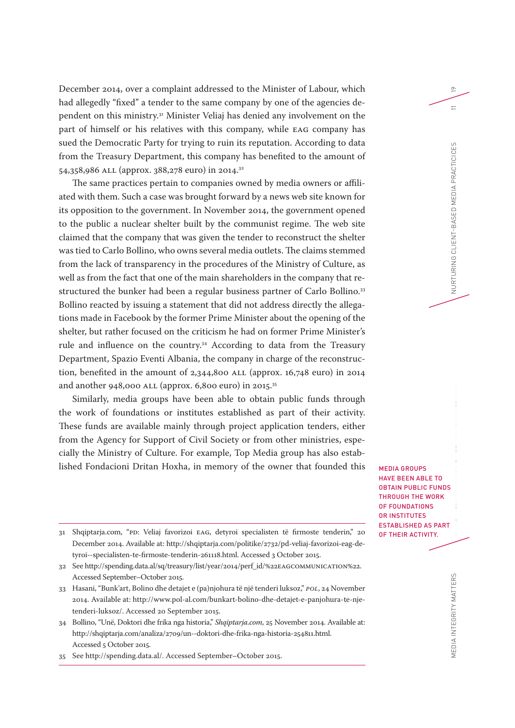December 2014, over a complaint addressed to the Minister of Labour, which had allegedly "fixed" a tender to the same company by one of the agencies dependent on this ministry.[31] Minister Veliaj has denied any involvement on the part of himself or his relatives with this company, while EAG company has sued the Democratic Party for trying to ruin its reputation. According to data from the Treasury Department, this company has benefited to the amount of 54,358,986 ALL (approx. 388,278 euro) in 2014.[32]

The same practices pertain to companies owned by media owners or affiliated with them. Such a case was brought forward by a news web site known for its opposition to the government. In November 2014, the government opened to the public a nuclear shelter built by the communist regime. The web site claimed that the company that was given the tender to reconstruct the shelter was tied to Carlo Bollino, who owns several media outlets. The claims stemmed from the lack of transparency in the procedures of the Ministry of Culture, as well as from the fact that one of the main shareholders in the company that restructured the bunker had been a regular business partner of Carlo Bollino.[33] Bollino reacted by issuing a statement that did not address directly the allegations made in Facebook by the former Prime Minister about the opening of the shelter, but rather focused on the criticism he had on former Prime Minister's rule and influence on the country.[34] According to data from the Treasury Department, Spazio Eventi Albania, the company in charge of the reconstruction, benefited in the amount of 2,344,800 ALL (approx. 16,748 euro) in 2014 and another 948,000 ALL (approx. 6,800 euro) in 2015.[35]

Similarly, media groups have been able to obtain public funds through the work of foundations or institutes established as part of their activity. These funds are available mainly through project application tenders, either from the Agency for Support of Civil Society or from other ministries, especially the Ministry of Culture. For example, Top Media group has also established Fondacioni Dritan Hoxha, in memory of the owner that founded this

MEDIA GROUPS HAVE BEEN ABLE TO OBTAIN PUBLIC FUNDS THROUGH THE WORK OF FOUNDATIONS OR INSTITUTES ESTABLISHED AS PART OF THEIR ACTIVITY.

31 Shqiptarja.com, "PD: Veliaj favorizoi EAG, detyroi specialisten të firmoste tenderin," 20 December 2014. Available at: http://shqiptarja.com/politike/2732/pd-veliaj-favorizoi-eag-detyroi--specialisten-te-firmoste-tenderin-261118.html. Accessed 3 October 2015.

32 See http://spending.data.al/sq/treasury/list/year/2014/perf_id/%22EAGCOMMUNICATION%22. Accessed September–October 2015.

33 Hasani, "Bunk'art, Bolino dhe detajet e (pa)njohura të një tenderi luksoz," *POL*, 24 November 2014. Available at: http://www.pol-al.com/bunkart-bolino-dhe-detajet-e-panjohura-te-nje-tenderi-luksoz/. Accessed 20 September 2015.

34 Bollino, "Unë, Doktori dhe frika nga historia," *Shqiptarja.com*, 25 November 2014. Available at: http://shqiptarja.com/analiza/2709/un--doktori-dhe-frika-nga-historia-254811.html. Accessed 5 October 2015.

35 See http://spending.data.al/. Accessed September–October 2015.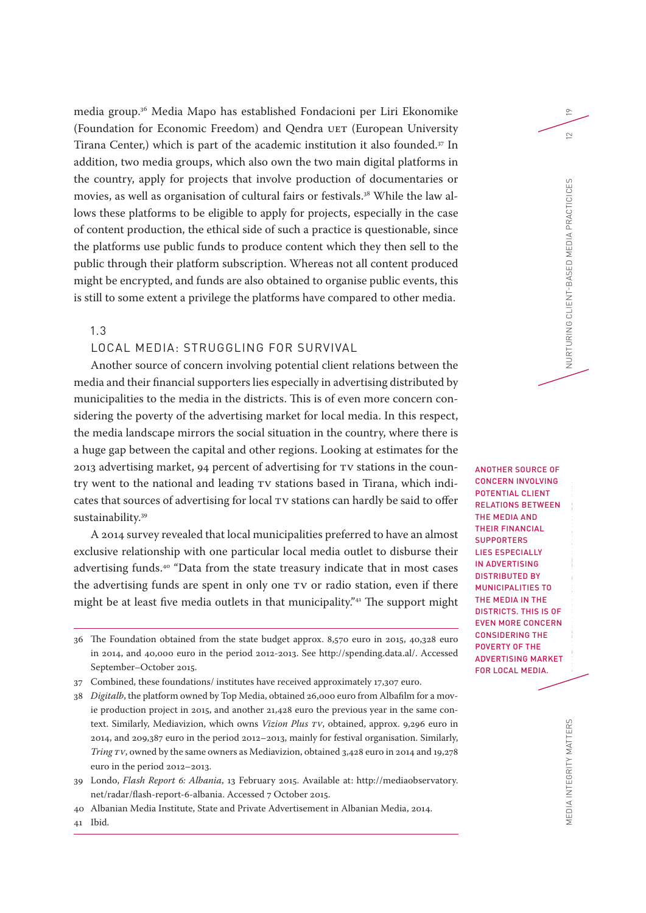media group.[36] Media Mapo has established Fondacioni per Liri Ekonomike (Foundation for Economic Freedom) and Qendra UET (European University Tirana Center,) which is part of the academic institution it also founded.[37] In addition, two media groups, which also own the two main digital platforms in the country, apply for projects that involve production of documentaries or movies, as well as organisation of cultural fairs or festivals.[38] While the law allows these platforms to be eligible to apply for projects, especially in the case of content production, the ethical side of such a practice is questionable, since the platforms use public funds to produce content which they then sell to the public through their platform subscription. Whereas not all content produced might be encrypted, and funds are also obtained to organise public events, this is still to some extent a privilege the platforms have compared to other media.

## 1.3 LOCAL MEDIA: STRUGGLING FOR SURVIVAL

Another source of concern involving potential client relations between the media and their financial supporters lies especially in advertising distributed by municipalities to the media in the districts. This is of even more concern considering the poverty of the advertising market for local media. In this respect, the media landscape mirrors the social situation in the country, where there is a huge gap between the capital and other regions. Looking at estimates for the 2013 advertising market, 94 percent of advertising for TV stations in the country went to the national and leading TV stations based in Tirana, which indicates that sources of advertising for local TV stations can hardly be said to offer sustainability.[39]

ANOTHER SOURCE OF CONCERN INVOLVING POTENTIAL CLIENT RELATIONS BETWEEN THE MEDIA AND THEIR FINANCIAL SUPPORTERS LIES ESPECIALLY IN ADVERTISING DISTRIBUTED BY MUNICIPALITIES TO THE MEDIA IN THE DISTRICTS. THIS IS OF EVEN MORE CONCERN CONSIDERING THE POVERTY OF THE ADVERTISING MARKET FOR LOCAL MEDIA.

A 2014 survey revealed that local municipalities preferred to have an almost exclusive relationship with one particular local media outlet to disburse their advertising funds.[40] "Data from the state treasury indicate that in most cases the advertising funds are spent in only one TV or radio station, even if there might be at least five media outlets in that municipality."[41] The support might

---

36 The Foundation obtained from the state budget approx. 8,570 euro in 2015, 40,328 euro in 2014, and 40,000 euro in the period 2012-2013. See http://spending.data.al/. Accessed September–October 2015.

37 Combined, these foundations/ institutes have received approximately 17,307 euro.

38 *Digitalb*, the platform owned by Top Media, obtained 26,000 euro from Albafilm for a movie production project in 2015, and another 21,428 euro the previous year in the same context. Similarly, Mediavizion, which owns *Vizion Plus TV*, obtained, approx. 9,296 euro in 2014, and 209,387 euro in the period 2012–2013, mainly for festival organisation. Similarly, *Tring TV*, owned by the same owners as Mediavizion, obtained 3,428 euro in 2014 and 19,278 euro in the period 2012–2013.

39 Londo, *Flash Report 6: Albania*, 13 February 2015. Available at: http://mediaobservatory.net/radar/flash-report-6-albania. Accessed 7 October 2015.

40 Albanian Media Institute, State and Private Advertisement in Albanian Media, 2014.

41 Ibid.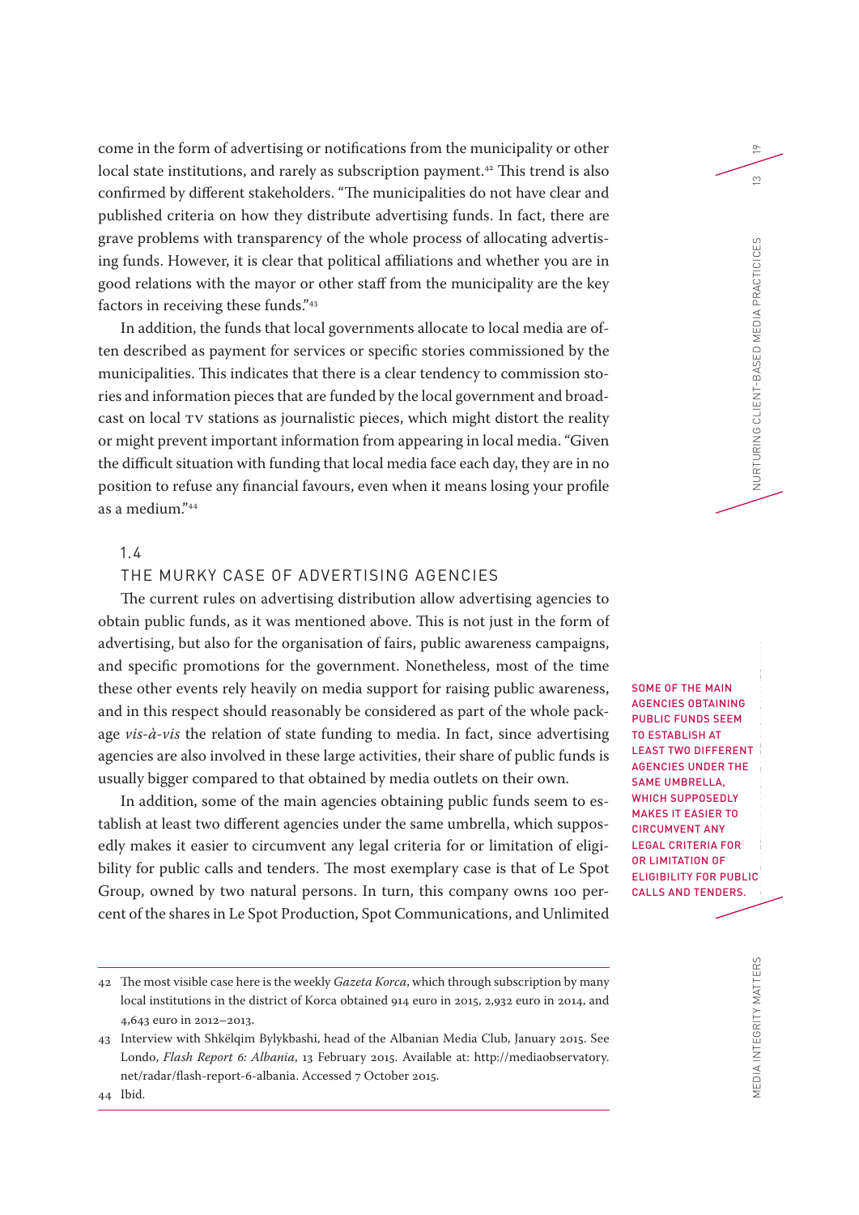come in the form of advertising or notifications from the municipality or other local state institutions, and rarely as subscription payment.[42] This trend is also confirmed by different stakeholders. "The municipalities do not have clear and published criteria on how they distribute advertising funds. In fact, there are grave problems with transparency of the whole process of allocating advertising funds. However, it is clear that political affiliations and whether you are in good relations with the mayor or other staff from the municipality are the key factors in receiving these funds."[43]

In addition, the funds that local governments allocate to local media are often described as payment for services or specific stories commissioned by the municipalities. This indicates that there is a clear tendency to commission stories and information pieces that are funded by the local government and broadcast on local TV stations as journalistic pieces, which might distort the reality or might prevent important information from appearing in local media. "Given the difficult situation with funding that local media face each day, they are in no position to refuse any financial favours, even when it means losing your profile as a medium."[44]

## 1.4 THE MURKY CASE OF ADVERTISING AGENCIES

The current rules on advertising distribution allow advertising agencies to obtain public funds, as it was mentioned above. This is not just in the form of advertising, but also for the organisation of fairs, public awareness campaigns, and specific promotions for the government. Nonetheless, most of the time these other events rely heavily on media support for raising public awareness, and in this respect should reasonably be considered as part of the whole package *vis-à-vis* the relation of state funding to media. In fact, since advertising agencies are also involved in these large activities, their share of public funds is usually bigger compared to that obtained by media outlets on their own.

> SOME OF THE MAIN AGENCIES OBTAINING PUBLIC FUNDS SEEM TO ESTABLISH AT LEAST TWO DIFFERENT AGENCIES UNDER THE SAME UMBRELLA, WHICH SUPPOSEDLY MAKES IT EASIER TO CIRCUMVENT ANY LEGAL CRITERIA FOR OR LIMITATION OF ELIGIBILITY FOR PUBLIC CALLS AND TENDERS.

In addition, some of the main agencies obtaining public funds seem to establish at least two different agencies under the same umbrella, which supposedly makes it easier to circumvent any legal criteria for or limitation of eligibility for public calls and tenders. The most exemplary case is that of Le Spot Group, owned by two natural persons. In turn, this company owns 100 percent of the shares in Le Spot Production, Spot Communications, and Unlimited

---

42 The most visible case here is the weekly *Gazeta Korca*, which through subscription by many local institutions in the district of Korca obtained 914 euro in 2015, 2,932 euro in 2014, and 4,643 euro in 2012–2013.

43 Interview with Shkëlqim Bylykbashi, head of the Albanian Media Club, January 2015. See Londo, *Flash Report 6: Albania*, 13 February 2015. Available at: http://mediaobservatory.net/radar/flash-report-6-albania. Accessed 7 October 2015.

44 Ibid.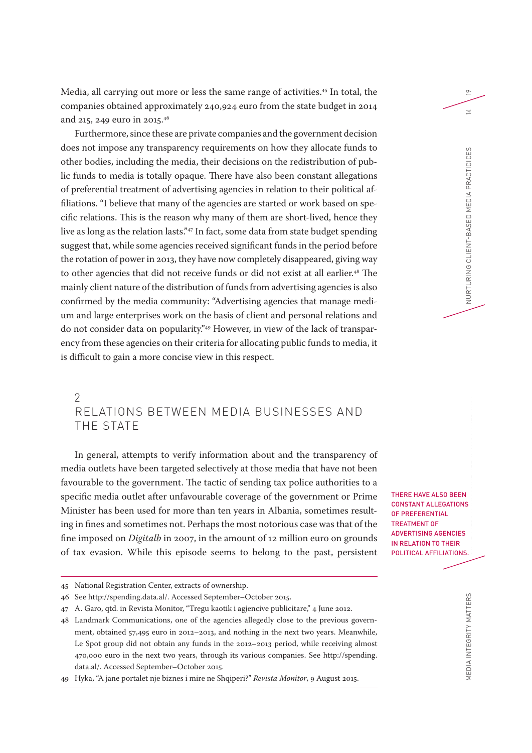Media, all carrying out more or less the same range of activities.[45] In total, the companies obtained approximately 240,924 euro from the state budget in 2014 and 215, 249 euro in 2015.[46]

Furthermore, since these are private companies and the government decision does not impose any transparency requirements on how they allocate funds to other bodies, including the media, their decisions on the redistribution of public funds to media is totally opaque. There have also been constant allegations of preferential treatment of advertising agencies in relation to their political affiliations. "I believe that many of the agencies are started or work based on specific relations. This is the reason why many of them are short-lived, hence they live as long as the relation lasts."[47] In fact, some data from state budget spending suggest that, while some agencies received significant funds in the period before the rotation of power in 2013, they have now completely disappeared, giving way to other agencies that did not receive funds or did not exist at all earlier.[48] The mainly client nature of the distribution of funds from advertising agencies is also confirmed by the media community: "Advertising agencies that manage medium and large enterprises work on the basis of client and personal relations and do not consider data on popularity."[49] However, in view of the lack of transparency from these agencies on their criteria for allocating public funds to media, it is difficult to gain a more concise view in this respect.

## 2 RELATIONS BETWEEN MEDIA BUSINESSES AND THE STATE

In general, attempts to verify information about and the transparency of media outlets have been targeted selectively at those media that have not been favourable to the government. The tactic of sending tax police authorities to a specific media outlet after unfavourable coverage of the government or Prime Minister has been used for more than ten years in Albania, sometimes resulting in fines and sometimes not. Perhaps the most notorious case was that of the fine imposed on *Digitalb* in 2007, in the amount of 12 million euro on grounds of tax evasion. While this episode seems to belong to the past, persistent

THERE HAVE ALSO BEEN CONSTANT ALLEGATIONS OF PREFERENTIAL TREATMENT OF ADVERTISING AGENCIES IN RELATION TO THEIR POLITICAL AFFILIATIONS.

---

45 National Registration Center, extracts of ownership.

46 See http://spending.data.al/. Accessed September–October 2015.

47 A. Garo, qtd. in Revista Monitor, "Tregu kaotik i agjencive publicitare," 4 June 2012.

48 Landmark Communications, one of the agencies allegedly close to the previous government, obtained 57,495 euro in 2012–2013, and nothing in the next two years. Meanwhile, Le Spot group did not obtain any funds in the 2012–2013 period, while receiving almost 470,000 euro in the next two years, through its various companies. See http://spending.data.al/. Accessed September–October 2015.

49 Hyka, "A jane portalet nje biznes i mire ne Shqiperi?" *Revista Monitor*, 9 August 2015.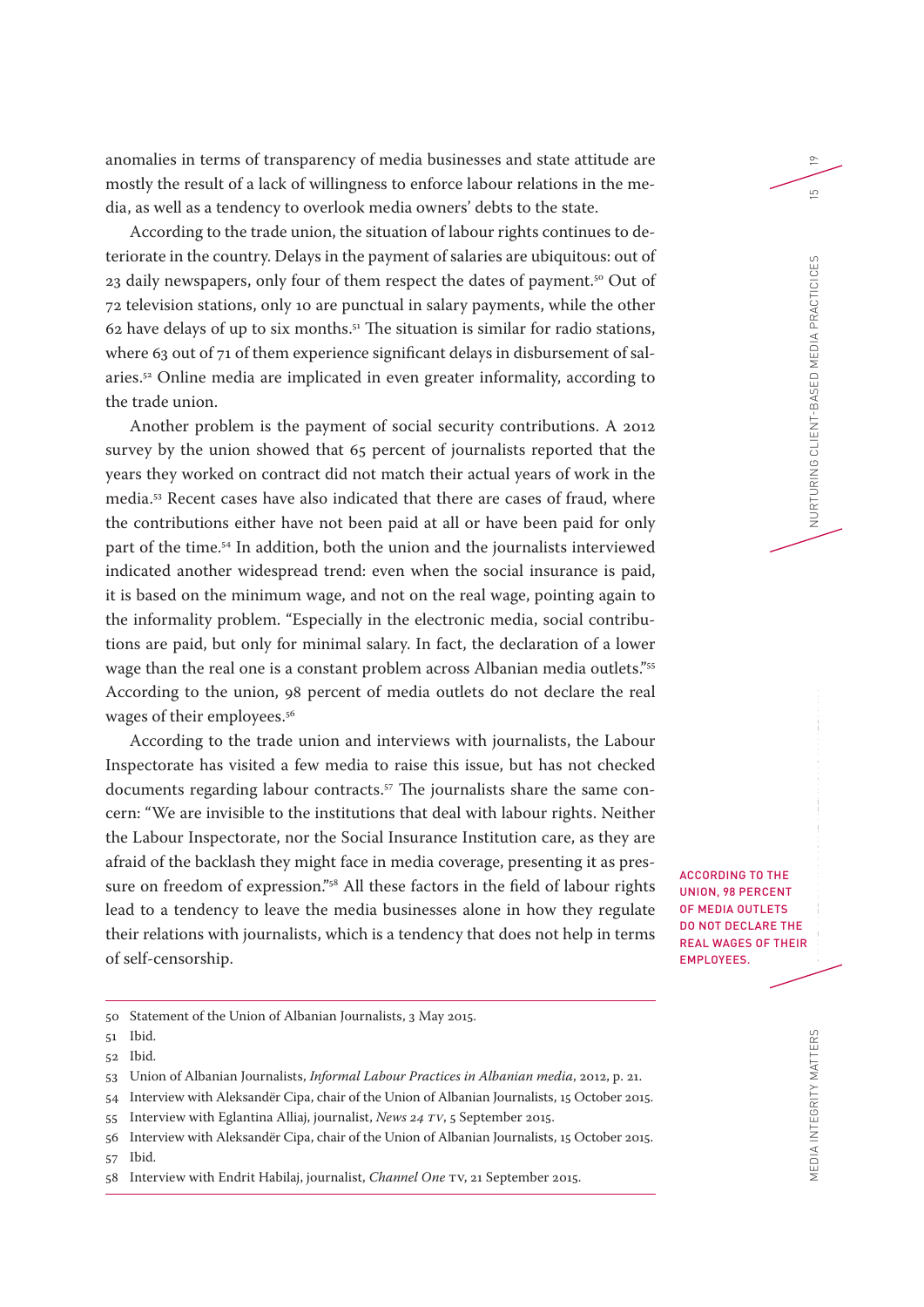anomalies in terms of transparency of media businesses and state attitude are mostly the result of a lack of willingness to enforce labour relations in the media, as well as a tendency to overlook media owners' debts to the state.

According to the trade union, the situation of labour rights continues to deteriorate in the country. Delays in the payment of salaries are ubiquitous: out of 23 daily newspapers, only four of them respect the dates of payment.[50] Out of 72 television stations, only 10 are punctual in salary payments, while the other 62 have delays of up to six months.[51] The situation is similar for radio stations, where 63 out of 71 of them experience significant delays in disbursement of salaries.[52] Online media are implicated in even greater informality, according to the trade union.

Another problem is the payment of social security contributions. A 2012 survey by the union showed that 65 percent of journalists reported that the years they worked on contract did not match their actual years of work in the media.[53] Recent cases have also indicated that there are cases of fraud, where the contributions either have not been paid at all or have been paid for only part of the time.[54] In addition, both the union and the journalists interviewed indicated another widespread trend: even when the social insurance is paid, it is based on the minimum wage, and not on the real wage, pointing again to the informality problem. "Especially in the electronic media, social contributions are paid, but only for minimal salary. In fact, the declaration of a lower wage than the real one is a constant problem across Albanian media outlets."[55] According to the union, 98 percent of media outlets do not declare the real wages of their employees.[56]

According to the trade union and interviews with journalists, the Labour Inspectorate has visited a few media to raise this issue, but has not checked documents regarding labour contracts.[57] The journalists share the same concern: "We are invisible to the institutions that deal with labour rights. Neither the Labour Inspectorate, nor the Social Insurance Institution care, as they are afraid of the backlash they might face in media coverage, presenting it as pressure on freedom of expression."[58] All these factors in the field of labour rights lead to a tendency to leave the media businesses alone in how they regulate their relations with journalists, which is a tendency that does not help in terms of self-censorship.

ACCORDING TO THE UNION, 98 PERCENT OF MEDIA OUTLETS DO NOT DECLARE THE REAL WAGES OF THEIR EMPLOYEES.

---

50 Statement of the Union of Albanian Journalists, 3 May 2015.

51 Ibid.

52 Ibid.

53 Union of Albanian Journalists, *Informal Labour Practices in Albanian media*, 2012, p. 21.

54 Interview with Aleksandër Cipa, chair of the Union of Albanian Journalists, 15 October 2015.

55 Interview with Eglantina Alliaj, journalist, *News 24 TV*, 5 September 2015.

56 Interview with Aleksandër Cipa, chair of the Union of Albanian Journalists, 15 October 2015.

57 Ibid.

58 Interview with Endrit Habilaj, journalist, *Channel One* TV, 21 September 2015.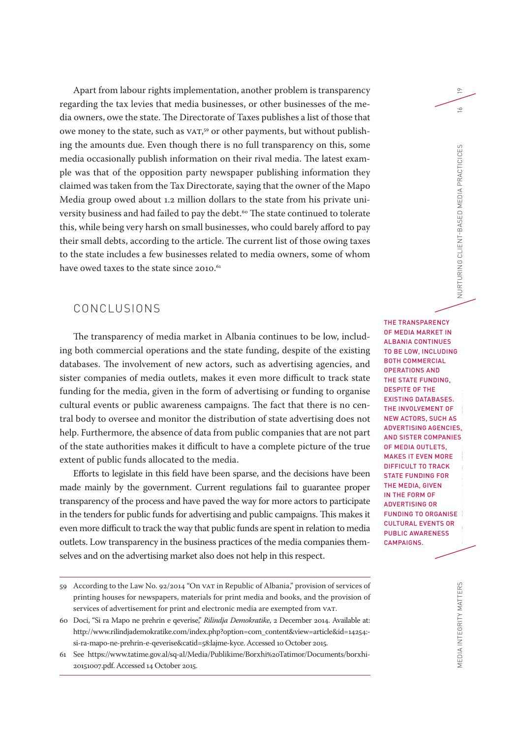Apart from labour rights implementation, another problem is transparency regarding the tax levies that media businesses, or other businesses of the media owners, owe the state. The Directorate of Taxes publishes a list of those that owe money to the state, such as VAT,[59] or other payments, but without publishing the amounts due. Even though there is no full transparency on this, some media occasionally publish information on their rival media. The latest example was that of the opposition party newspaper publishing information they claimed was taken from the Tax Directorate, saying that the owner of the Mapo Media group owed about 1.2 million dollars to the state from his private university business and had failed to pay the debt.[60] The state continued to tolerate this, while being very harsh on small businesses, who could barely afford to pay their small debts, according to the article. The current list of those owing taxes to the state includes a few businesses related to media owners, some of whom have owed taxes to the state since 2010.[61]

## CONCLUSIONS

The transparency of media market in Albania continues to be low, including both commercial operations and the state funding, despite of the existing databases. The involvement of new actors, such as advertising agencies, and sister companies of media outlets, makes it even more difficult to track state funding for the media, given in the form of advertising or funding to organise cultural events or public awareness campaigns. The fact that there is no central body to oversee and monitor the distribution of state advertising does not help. Furthermore, the absence of data from public companies that are not part of the state authorities makes it difficult to have a complete picture of the true extent of public funds allocated to the media.

Efforts to legislate in this field have been sparse, and the decisions have been made mainly by the government. Current regulations fail to guarantee proper transparency of the process and have paved the way for more actors to participate in the tenders for public funds for advertising and public campaigns. This makes it even more difficult to track the way that public funds are spent in relation to media outlets. Low transparency in the business practices of the media companies themselves and on the advertising market also does not help in this respect.

**THE TRANSPARENCY OF MEDIA MARKET IN ALBANIA CONTINUES TO BE LOW, INCLUDING BOTH COMMERCIAL OPERATIONS AND THE STATE FUNDING, DESPITE OF THE EXISTING DATABASES. THE INVOLVEMENT OF NEW ACTORS, SUCH AS ADVERTISING AGENCIES, AND SISTER COMPANIES OF MEDIA OUTLETS, MAKES IT EVEN MORE DIFFICULT TO TRACK STATE FUNDING FOR THE MEDIA, GIVEN IN THE FORM OF ADVERTISING OR FUNDING TO ORGANISE CULTURAL EVENTS OR PUBLIC AWARENESS CAMPAIGNS.**

---

59 According to the Law No. 92/2014 "On VAT in Republic of Albania," provision of services of printing houses for newspapers, materials for print media and books, and the provision of services of advertisement for print and electronic media are exempted from VAT.

60 Doci, "Si ra Mapo ne prehrin e qeverise," *Rilindja Demokratike*, 2 December 2014. Available at: http://www.rilindjademokratike.com/index.php?option=com_content&view=article&id=14254:-si-ra-mapo-ne-prehrin-e-qeverise&catid=58:lajme-kyce. Accessed 10 October 2015.

61 See https://www.tatime.gov.al/sq-al/Media/Publikime/Borxhi%20Tatimor/Documents/borxhi-20151007.pdf. Accessed 14 October 2015.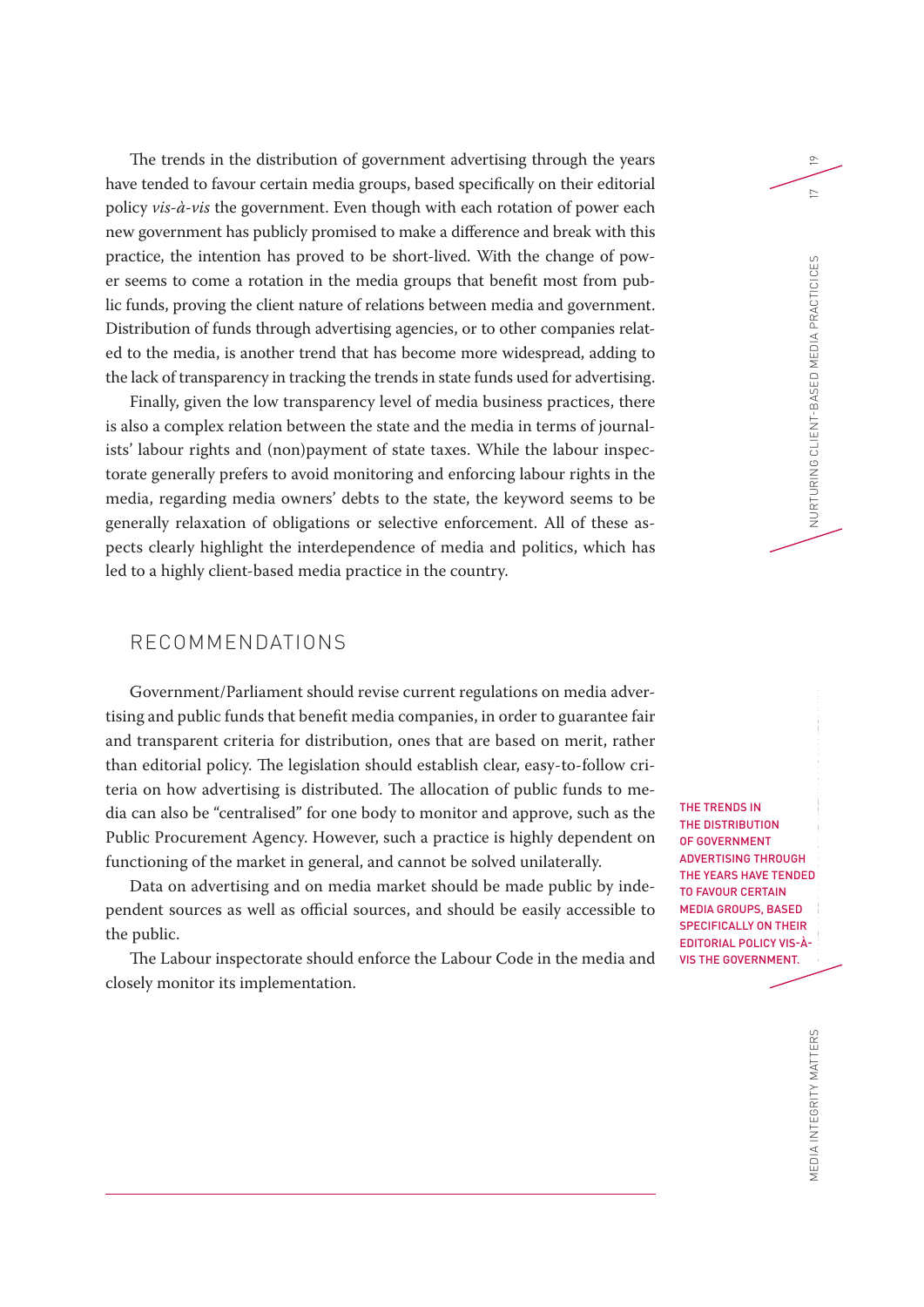The trends in the distribution of government advertising through the years have tended to favour certain media groups, based specifically on their editorial policy *vis-à-vis* the government. Even though with each rotation of power each new government has publicly promised to make a difference and break with this practice, the intention has proved to be short-lived. With the change of power seems to come a rotation in the media groups that benefit most from public funds, proving the client nature of relations between media and government. Distribution of funds through advertising agencies, or to other companies related to the media, is another trend that has become more widespread, adding to the lack of transparency in tracking the trends in state funds used for advertising.

Finally, given the low transparency level of media business practices, there is also a complex relation between the state and the media in terms of journalists' labour rights and (non)payment of state taxes. While the labour inspectorate generally prefers to avoid monitoring and enforcing labour rights in the media, regarding media owners' debts to the state, the keyword seems to be generally relaxation of obligations or selective enforcement. All of these aspects clearly highlight the interdependence of media and politics, which has led to a highly client-based media practice in the country.

## RECOMMENDATIONS

Government/Parliament should revise current regulations on media advertising and public funds that benefit media companies, in order to guarantee fair and transparent criteria for distribution, ones that are based on merit, rather than editorial policy. The legislation should establish clear, easy-to-follow criteria on how advertising is distributed. The allocation of public funds to media can also be "centralised" for one body to monitor and approve, such as the Public Procurement Agency. However, such a practice is highly dependent on functioning of the market in general, and cannot be solved unilaterally.

Data on advertising and on media market should be made public by independent sources as well as official sources, and should be easily accessible to the public.

The Labour inspectorate should enforce the Labour Code in the media and closely monitor its implementation.

**THE TRENDS IN THE DISTRIBUTION OF GOVERNMENT ADVERTISING THROUGH THE YEARS HAVE TENDED TO FAVOUR CERTAIN MEDIA GROUPS, BASED SPECIFICALLY ON THEIR EDITORIAL POLICY VIS-À-VIS THE GOVERNMENT.**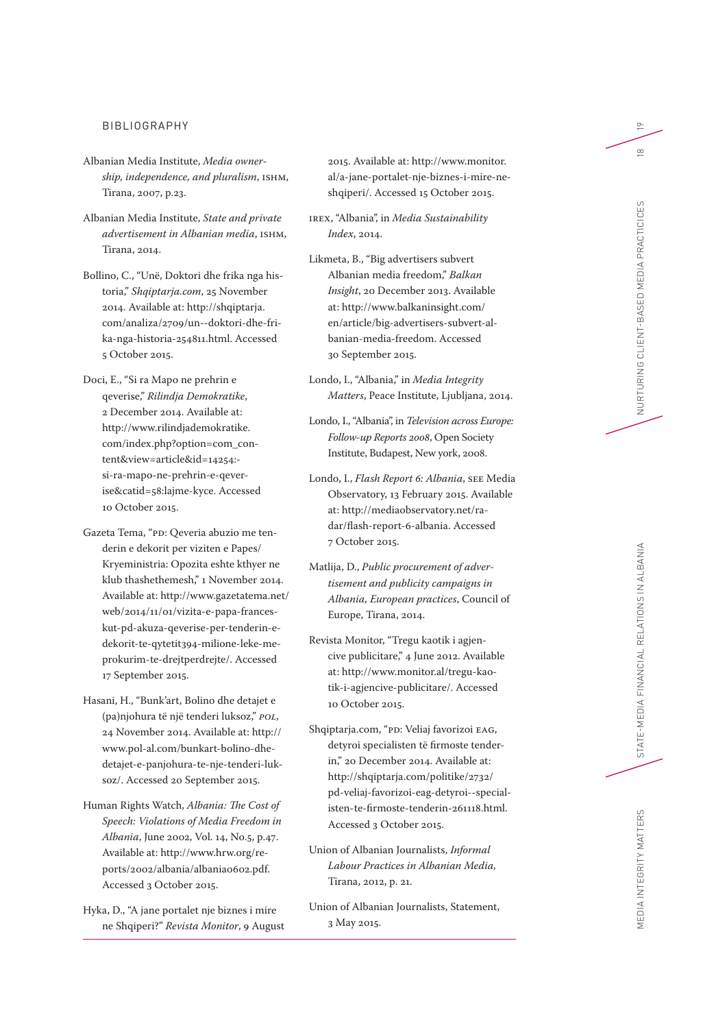## BIBLIOGRAPHY

Albanian Media Institute, *Media ownership, independence, and pluralism*, ISHM, Tirana, 2007, p.23.

Albanian Media Institute, *State and private advertisement in Albanian media*, ISHM, Tirana, 2014.

Bollino, C., "Unë, Doktori dhe frika nga historia," *Shqiptarja.com*, 25 November 2014. Available at: http://shqiptarja.com/analiza/2709/un--doktori-dhe-frika-nga-historia-254811.html. Accessed 5 October 2015.

Doci, E., "Si ra Mapo ne prehrin e qeverise," *Rilindja Demokratike*, 2 December 2014. Available at: http://www.rilindjademokratike.com/index.php?option=com_content&view=article&id=14254:-si-ra-mapo-ne-prehrin-e-qeverise&catid=58:lajme-kyce. Accessed 10 October 2015.

Gazeta Tema, "PD: Qeveria abuzio me tenderin e dekorit per viziten e Papes/ Kryeministria: Opozita eshte kthyer ne klub thashethemesh," 1 November 2014. Available at: http://www.gazetatema.net/web/2014/11/01/vizita-e-papa-franceskut-pd-akuza-qeverise-per-tenderin-e-dekorit-te-qytetit394-milione-leke-meprokurim-te-drejtperdrejte/. Accessed 17 September 2015.

Hasani, H., "Bunk'art, Bolino dhe detajet e (pa)njohura të një tenderi luksoz," *POL*, 24 November 2014. Available at: http://www.pol-al.com/bunkart-bolino-dhe-detajet-e-panjohura-te-nje-tenderi-luksoz/. Accessed 20 September 2015.

Human Rights Watch, *Albania: The Cost of Speech: Violations of Media Freedom in Albania*, June 2002, Vol. 14, No.5, p.47. Available at: http://www.hrw.org/reports/2002/albania/albania0602.pdf. Accessed 3 October 2015.

Hyka, D., "A jane portalet nje biznes i mire ne Shqiperi?" *Revista Monitor*, 9 August 2015. Available at: http://www.monitor.al/a-jane-portalet-nje-biznes-i-mire-ne-shqiperi/. Accessed 15 October 2015.

IREX, "Albania", in *Media Sustainability Index*, 2014.

Likmeta, B., "Big advertisers subvert Albanian media freedom," *Balkan Insight*, 20 December 2013. Available at: http://www.balkaninsight.com/en/article/big-advertisers-subvert-albanian-media-freedom. Accessed 30 September 2015.

Londo, I., "Albania," in *Media Integrity Matters*, Peace Institute, Ljubljana, 2014.

Londo, I., "Albania", in *Television across Europe: Follow-up Reports 2008*, Open Society Institute, Budapest, New york, 2008.

Londo, I., *Flash Report 6: Albania*, SEE Media Observatory, 13 February 2015. Available at: http://mediaobservatory.net/radar/flash-report-6-albania. Accessed 7 October 2015.

Matlija, D., *Public procurement of advertisement and publicity campaigns in Albania, European practices*, Council of Europe, Tirana, 2014.

Revista Monitor, "Tregu kaotik i agjencive publicitare," 4 June 2012. Available at: http://www.monitor.al/tregu-kaotik-i-agjencive-publicitare/. Accessed 10 October 2015.

Shqiptarja.com, "PD: Veliaj favorizoi EAG, detyroi specialisten të firmoste tenderin," 20 December 2014. Available at: http://shqiptarja.com/politike/2732/pd-veliaj-favorizoi-eag-detyroi--specialisten-te-firmoste-tenderin-261118.html. Accessed 3 October 2015.

Union of Albanian Journalists, *Informal Labour Practices in Albanian Media,* Tirana, 2012, p. 21.

Union of Albanian Journalists, Statement, 3 May 2015.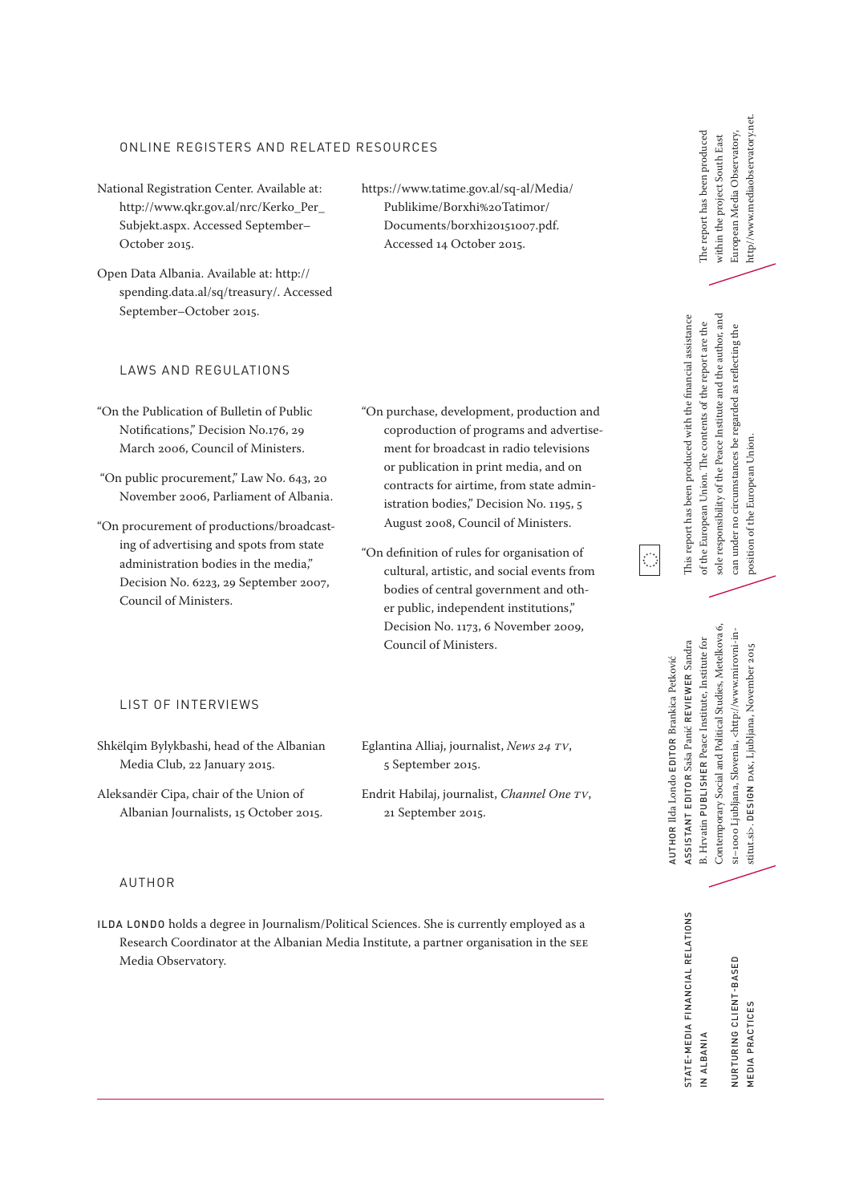## ONLINE REGISTERS AND RELATED RESOURCES

National Registration Center. Available at: http://www.qkr.gov.al/nrc/Kerko_Per_Subjekt.aspx. Accessed September–October 2015.

Open Data Albania. Available at: http://spending.data.al/sq/treasury/. Accessed September–October 2015.

https://www.tatime.gov.al/sq-al/Media/Publikime/Borxhi%20Tatimor/Documents/borxhi20151007.pdf. Accessed 14 October 2015.

## LAWS AND REGULATIONS

"On the Publication of Bulletin of Public Notifications," Decision No.176, 29 March 2006, Council of Ministers.

"On public procurement," Law No. 643, 20 November 2006, Parliament of Albania.

"On procurement of productions/broadcasting of advertising and spots from state administration bodies in the media," Decision No. 6223, 29 September 2007, Council of Ministers.

"On purchase, development, production and coproduction of programs and advertisement for broadcast in radio televisions or publication in print media, and on contracts for airtime, from state administration bodies," Decision No. 1195, 5 August 2008, Council of Ministers.

"On definition of rules for organisation of cultural, artistic, and social events from bodies of central government and other public, independent institutions," Decision No. 1173, 6 November 2009, Council of Ministers.

## LIST OF INTERVIEWS

Shkëlqim Bylykbashi, head of the Albanian Media Club, 22 January 2015.

Aleksandër Cipa, chair of the Union of Albanian Journalists, 15 October 2015.

Eglantina Alliaj, journalist, *News 24 TV*, 5 September 2015.

Endrit Habilaj, journalist, *Channel One TV*, 21 September 2015.

## AUTHOR

ILDA LONDO holds a degree in Journalism/Political Sciences. She is currently employed as a Research Coordinator at the Albanian Media Institute, a partner organisation in the SEE Media Observatory.

STATE-MEDIA FINANCIAL RELATIONS IN ALBANIA

NURTURING CLIENT-BASED MEDIA PRACTICES

AUTHOR Ilda Londo EDITOR Brankica Petković ASSISTANT EDITOR Saša Panić REVIEWER Sandra B. Hrvatin PUBLISHER Peace Institute, Institute for Contemporary Social and Political Studies, Metelkova 6, SI–1000 Ljubljana, Slovenia, <http://www.mirovni-institut.si>. DESIGN DAK, Ljubljana, November 2015

This report has been produced with the financial assistance of the European Union. The contents of the report are the sole responsibility of the Peace Institute and the author, and can under no circumstances be regarded as reflecting the position of the European Union.

The report has been produced within the project South East European Media Observatory, http//www.mediaobservatory.net.